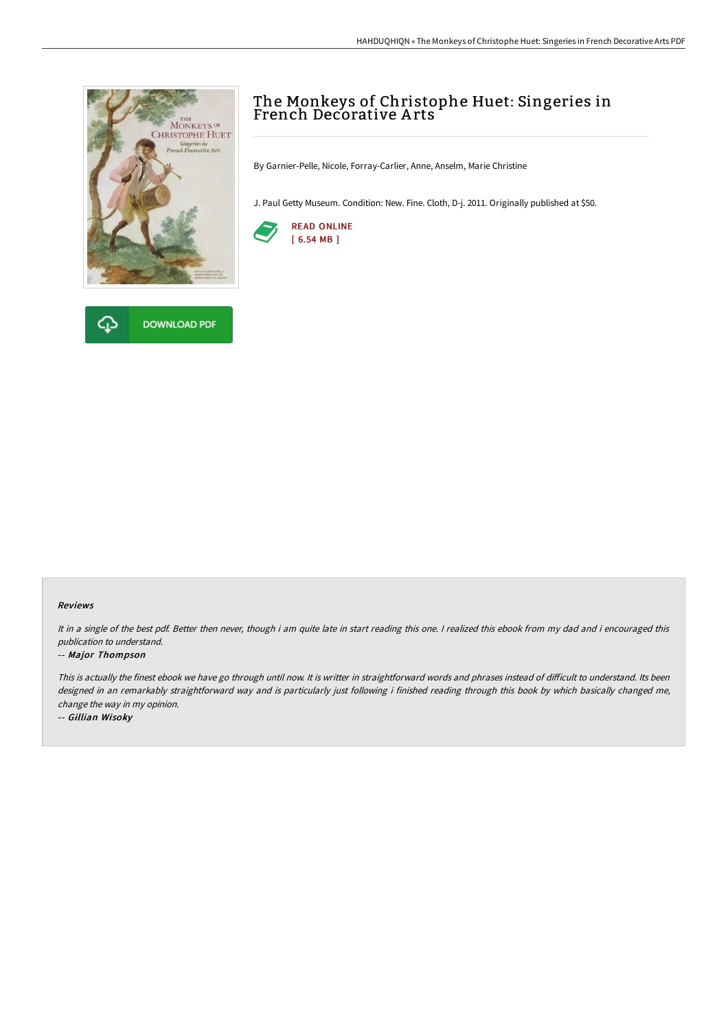# The Monkeys of Christophe Huet: Singeries in French Decorative Arts

By Garnier-Pelle, Nicole, Forray-Carlier, Anne, Anselm, Marie Christine

J. Paul Getty Museum. Condition: New. Fine. Cloth, D-j. 2011. Originally published at $50.

READ ONLINE
[ 6.54 MB ]

DOWNLOAD PDF

### Reviews

*It in a single of the best pdf. Better then never, though i am quite late in start reading this one. I realized this ebook from my dad and i encouraged this publication to understand.*

*-- Major Thompson*

*This is actually the finest ebook we have go through until now. It is writter in straightforward words and phrases instead of difficult to understand. Its been designed in an remarkably straightforward way and is particularly just following i finished reading through this book by which basically changed me, change the way in my opinion.*

*-- Gillian Wisoky*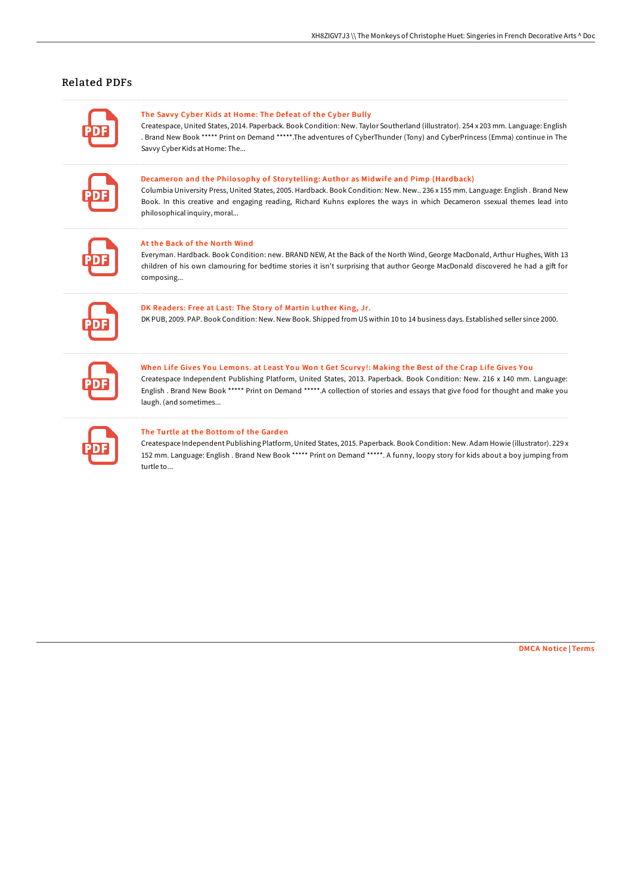## Related PDFs

### The Savvy Cyber Kids at Home: The Defeat of the Cyber Bully

Createspace, United States, 2014. Paperback. Book Condition: New. Taylor Southerland (illustrator). 254 x 203 mm. Language: English . Brand New Book ***** Print on Demand *****.The adventures of CyberThunder (Tony) and CyberPrincess (Emma) continue in The Savvy Cyber Kids at Home: The...

### Decameron and the Philosophy of Storytelling: Author as Midwife and Pimp (Hardback)

Columbia University Press, United States, 2005. Hardback. Book Condition: New. New.. 236 x 155 mm. Language: English . Brand New Book. In this creative and engaging reading, Richard Kuhns explores the ways in which Decameron ssexual themes lead into philosophical inquiry, moral...

### At the Back of the North Wind

Everyman. Hardback. Book Condition: new. BRAND NEW, At the Back of the North Wind, George MacDonald, Arthur Hughes, With 13 children of his own clamouring for bedtime stories it isn't surprising that author George MacDonald discovered he had a gift for composing...

### DK Readers: Free at Last: The Story of Martin Luther King, Jr.

DK PUB, 2009. PAP. Book Condition: New. New Book. Shipped from US within 10 to 14 business days. Established seller since 2000.

### When Life Gives You Lemons. at Least You Won t Get Scurvy!: Making the Best of the Crap Life Gives You

Createspace Independent Publishing Platform, United States, 2013. Paperback. Book Condition: New. 216 x 140 mm. Language: English . Brand New Book ***** Print on Demand *****.A collection of stories and essays that give food for thought and make you laugh. (and sometimes...

### The Turtle at the Bottom of the Garden

Createspace Independent Publishing Platform, United States, 2015. Paperback. Book Condition: New. Adam Howie (illustrator). 229 x 152 mm. Language: English . Brand New Book ***** Print on Demand *****. A funny, loopy story for kids about a boy jumping from turtle to...